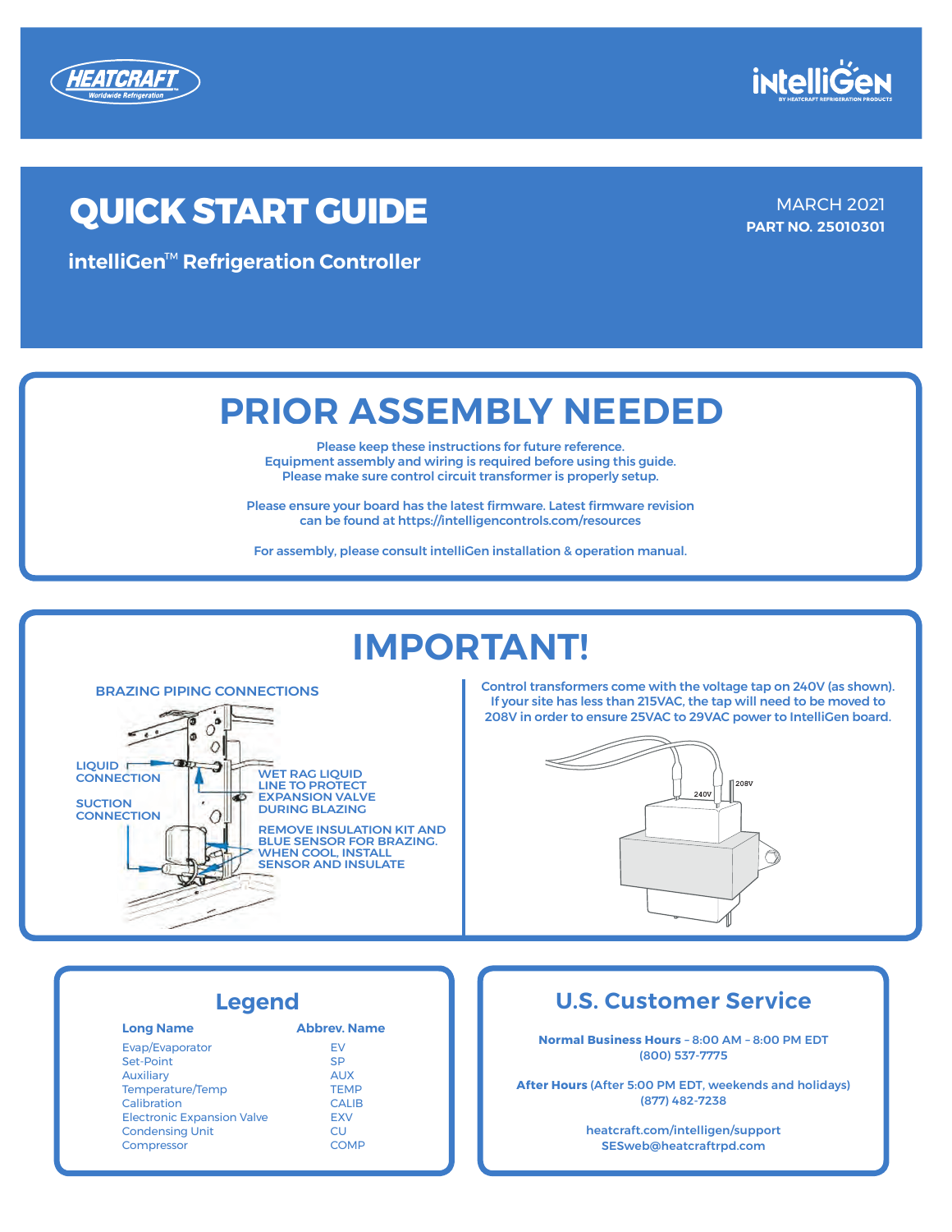# QUICK START GUIDE

MARCH 2021
**PART NO. 25010301**

**intelliGen™ Refrigeration Controller**

## PRIOR ASSEMBLY NEEDED

Please keep these instructions for future reference.
Equipment assembly and wiring is required before using this guide.
Please make sure control circuit transformer is properly setup.

Please ensure your board has the latest firmware. Latest firmware revision can be found at https://intelligencontrols.com/resources

For assembly, please consult intelliGen installation & operation manual.

## IMPORTANT!

### BRAZING PIPING CONNECTIONS

LIQUID CONNECTION

SUCTION CONNECTION

WET RAG LIQUID LINE TO PROTECT EXPANSION VALVE DURING BLAZING

REMOVE INSULATION KIT AND BLUE SENSOR FOR BRAZING. WHEN COOL, INSTALL SENSOR AND INSULATE

Control transformers come with the voltage tap on 240V (as shown). If your site has less than 215VAC, the tap will need to be moved to 208V in order to ensure 25VAC to 29VAC power to IntelliGen board.

240V

208V

## Legend

| Long Name | Abbrev. Name |
|---|---|
| Evap/Evaporator | EV |
| Set-Point | SP |
| Auxiliary | AUX |
| Temperature/Temp | TEMP |
| Calibration | CALIB |
| Electronic Expansion Valve | EXV |
| Condensing Unit | CU |
| Compressor | COMP |

## U.S. Customer Service

**Normal Business Hours** – 8:00 AM – 8:00 PM EDT
(800) 537-7775

**After Hours** (After 5:00 PM EDT, weekends and holidays)
(877) 482-7238

heatcraft.com/intelligen/support
SESweb@heatcraftrpd.com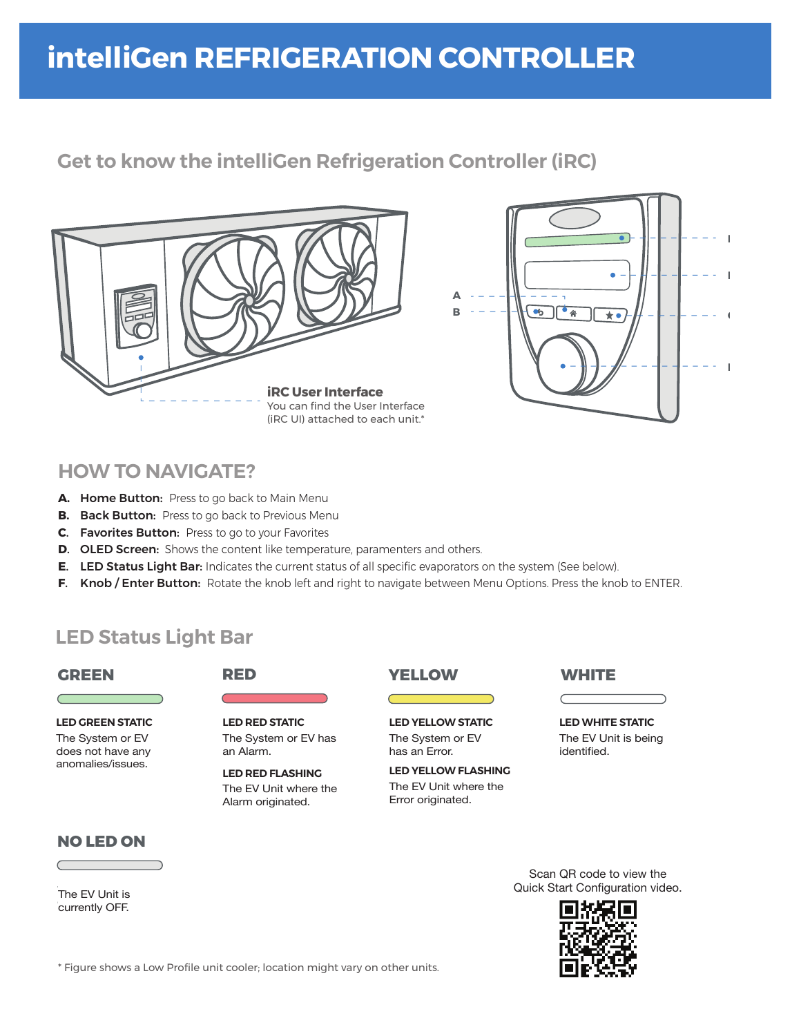# intelliGen REFRIGERATION CONTROLLER

## Get to know the intelliGen Refrigeration Controller (iRC)

**iRC User Interface**
You can find the User Interface (iRC UI) attached to each unit.*

## HOW TO NAVIGATE?

- **A. Home Button:** Press to go back to Main Menu
- **B. Back Button:** Press to go back to Previous Menu
- **C. Favorites Button:** Press to go to your Favorites
- **D. OLED Screen:** Shows the content like temperature, paramenters and others.
- **E. LED Status Light Bar:** Indicates the current status of all specific evaporators on the system (See below).
- **F. Knob / Enter Button:** Rotate the knob left and right to navigate between Menu Options. Press the knob to ENTER.

## LED Status Light Bar

### GREEN

**LED GREEN STATIC**
The System or EV does not have any anomalies/issues.

### RED

**LED RED STATIC**
The System or EV has an Alarm.

**LED RED FLASHING**
The EV Unit where the Alarm originated.

### YELLOW

**LED YELLOW STATIC**
The System or EV has an Error.

**LED YELLOW FLASHING**
The EV Unit where the Error originated.

### WHITE

**LED WHITE STATIC**
The EV Unit is being identified.

### NO LED ON

The EV Unit is currently OFF.

Scan QR code to view the Quick Start Configuration video.

* Figure shows a Low Profile unit cooler; location might vary on other units.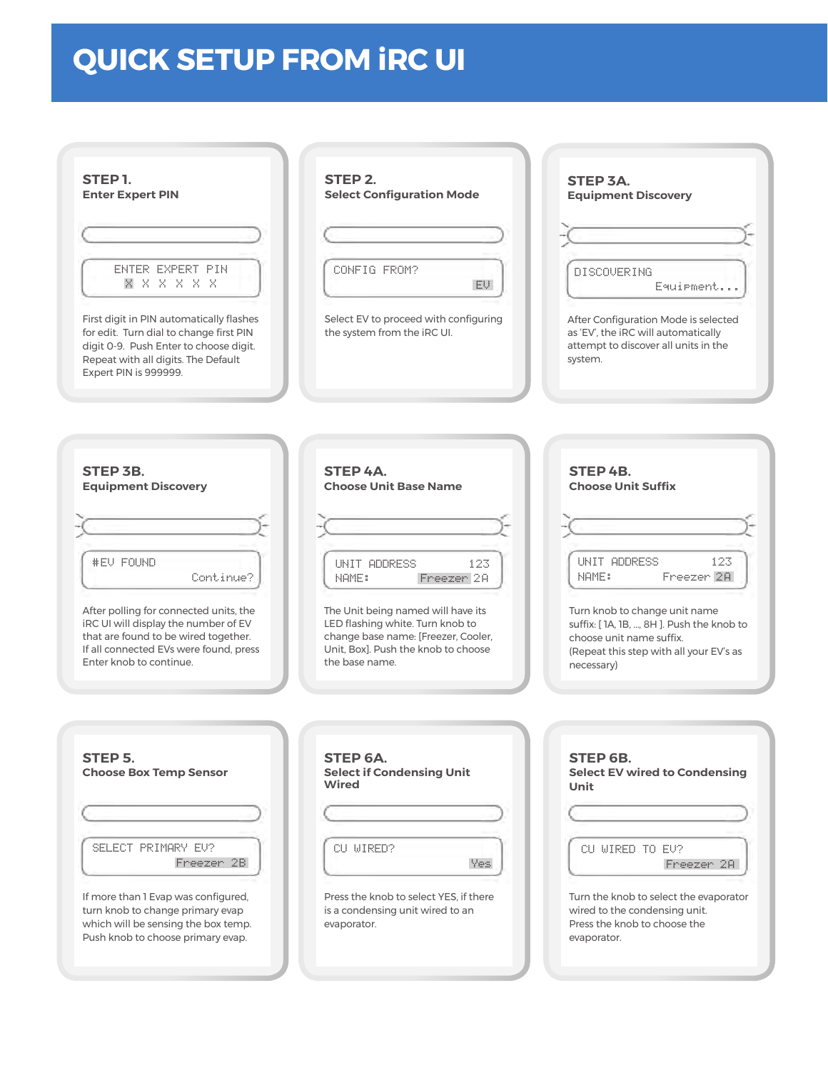# QUICK SETUP FROM iRC UI

### STEP 1.
**Enter Expert PIN**

```
ENTER EXPERT PIN
X X X X X X
```

First digit in PIN automatically flashes for edit. Turn dial to change first PIN digit 0-9. Push Enter to choose digit. Repeat with all digits. The Default Expert PIN is 999999.

### STEP 2.
**Select Configuration Mode**

```
CONFIG FROM?
              EV
```

Select EV to proceed with configuring the system from the iRC UI.

### STEP 3A.
**Equipment Discovery**

```
DISCOVERING
       Equipment...
```

After Configuration Mode is selected as 'EV', the iRC will automatically attempt to discover all units in the system.

### STEP 3B.
**Equipment Discovery**

```
#EV FOUND
          Continue?
```

After polling for connected units, the iRC UI will display the number of EV that are found to be wired together. If all connected EVs were found, press Enter knob to continue.

### STEP 4A.
**Choose Unit Base Name**

```
UNIT ADDRESS     123
NAME:      Freezer 2A
```

The Unit being named will have its LED flashing white. Turn knob to change base name: [Freezer, Cooler, Unit, Box]. Push the knob to choose the base name.

### STEP 4B.
**Choose Unit Suffix**

```
UNIT ADDRESS     123
NAME:      Freezer 2A
```

Turn knob to change unit name suffix: [ 1A, 1B, ..., 8H ]. Push the knob to choose unit name suffix.
(Repeat this step with all your EV's as necessary)

### STEP 5.
**Choose Box Temp Sensor**

```
SELECT PRIMARY EV?
          Freezer 2B
```

If more than 1 Evap was configured, turn knob to change primary evap which will be sensing the box temp. Push knob to choose primary evap.

### STEP 6A.
**Select if Condensing Unit Wired**

```
CU WIRED?
             Yes
```

Press the knob to select YES, if there is a condensing unit wired to an evaporator.

### STEP 6B.
**Select EV wired to Condensing Unit**

```
CU WIRED TO EV?
          Freezer 2A
```

Turn the knob to select the evaporator wired to the condensing unit.
Press the knob to choose the evaporator.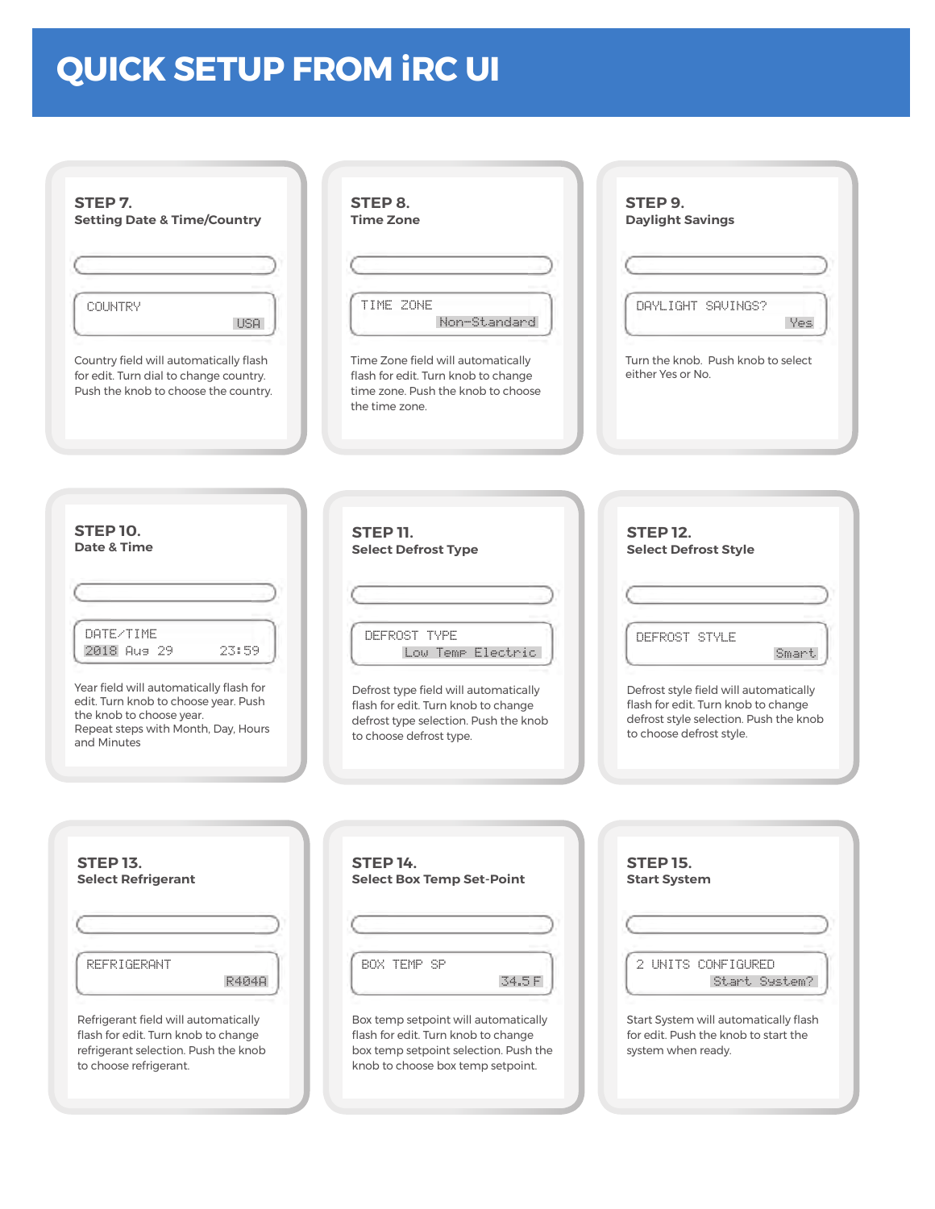# QUICK SETUP FROM iRC UI

### STEP 7.
**Setting Date & Time/Country**

```
COUNTRY
                USA
```

Country field will automatically flash for edit. Turn dial to change country. Push the knob to choose the country.

### STEP 8.
**Time Zone**

```
TIME ZONE
       Non-Standard
```

Time Zone field will automatically flash for edit. Turn knob to change time zone. Push the knob to choose the time zone.

### STEP 9.
**Daylight Savings**

```
DAYLIGHT SAVINGS?
                Yes
```

Turn the knob. Push knob to select either Yes or No.

### STEP 10.
**Date & Time**

```
DATE/TIME
2018 Aug 29    23:59
```

Year field will automatically flash for edit. Turn knob to choose year. Push the knob to choose year.
Repeat steps with Month, Day, Hours and Minutes

### STEP 11.
**Select Defrost Type**

```
DEFROST TYPE
  Low Temp Electric
```

Defrost type field will automatically flash for edit. Turn knob to change defrost type selection. Push the knob to choose defrost type.

### STEP 12.
**Select Defrost Style**

```
DEFROST STYLE
              Smart
```

Defrost style field will automatically flash for edit. Turn knob to change defrost style selection. Push the knob to choose defrost style.

### STEP 13.
**Select Refrigerant**

```
REFRIGERANT
              R404A
```

Refrigerant field will automatically flash for edit. Turn knob to change refrigerant selection. Push the knob to choose refrigerant.

### STEP 14.
**Select Box Temp Set-Point**

```
BOX TEMP SP
             34.5 F
```

Box temp setpoint will automatically flash for edit. Turn knob to change box temp setpoint selection. Push the knob to choose box temp setpoint.

### STEP 15.
**Start System**

```
2 UNITS CONFIGURED
      Start System?
```

Start System will automatically flash for edit. Push the knob to start the system when ready.